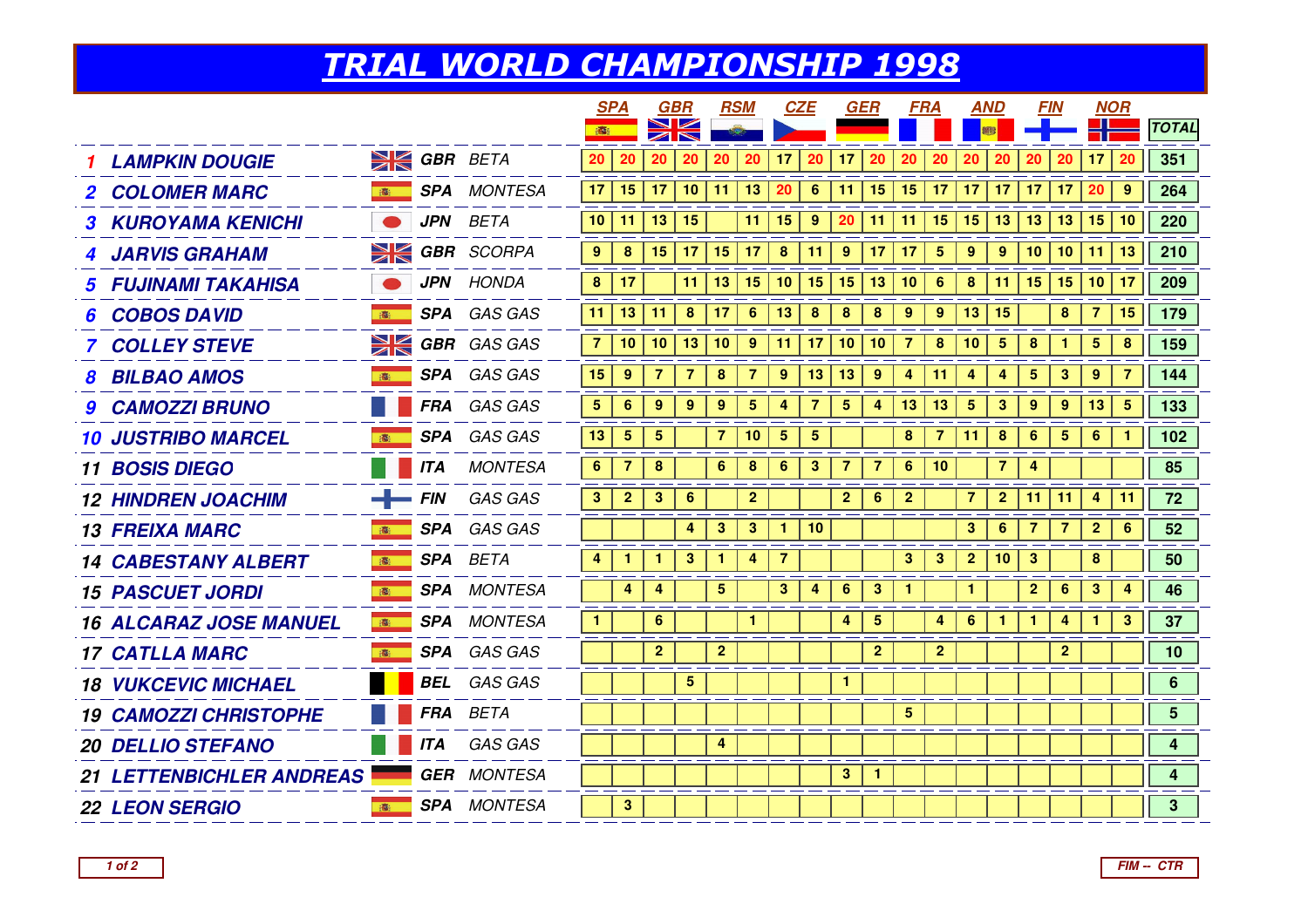# TRIAL WORLD CHAMPIONSHIP 1998

| | | | SPA | | GBR | | RSM | | CZE | | GER | | FRA | | AND | | FIN | | NOR | | TOTAL |
|---|---|---|---|---|---|---|---|---|---|---|---|---|---|---|---|---|---|---|---|---|---|
| 1 LAMPKIN DOUGIE | GBR | BETA | 20 | 20 | 20 | 20 | 20 | 20 | 17 | 20 | 17 | 20 | 20 | 20 | 20 | 20 | 20 | 20 | 17 | 20 | 351 |
| 2 COLOMER MARC | SPA | MONTESA | 17 | 15 | 17 | 10 | 11 | 13 | 20 | 6 | 11 | 15 | 15 | 17 | 17 | 17 | 17 | 17 | 20 | 9 | 264 |
| 3 KUROYAMA KENICHI | JPN | BETA | 10 | 11 | 13 | 15 | | 11 | 15 | 9 | 20 | 11 | 11 | 15 | 15 | 13 | 13 | 13 | 15 | 10 | 220 |
| 4 JARVIS GRAHAM | GBR | SCORPA | 9 | 8 | 15 | 17 | 15 | 17 | 8 | 11 | 9 | 17 | 17 | 5 | 9 | 9 | 10 | 10 | 11 | 13 | 210 |
| 5 FUJINAMI TAKAHISA | JPN | HONDA | 8 | 17 | | 11 | 13 | 15 | 10 | 15 | 15 | 13 | 10 | 6 | 8 | 11 | 15 | 15 | 10 | 17 | 209 |
| 6 COBOS DAVID | SPA | GAS GAS | 11 | 13 | 11 | 8 | 17 | 6 | 13 | 8 | 8 | 8 | 9 | 9 | 13 | 15 | | 8 | 7 | 15 | 179 |
| 7 COLLEY STEVE | GBR | GAS GAS | 7 | 10 | 10 | 13 | 10 | 9 | 11 | 17 | 10 | 10 | 7 | 8 | 10 | 5 | 8 | 1 | 5 | 8 | 159 |
| 8 BILBAO AMOS | SPA | GAS GAS | 15 | 9 | 7 | 7 | 8 | 7 | 9 | 13 | 13 | 9 | 4 | 11 | 4 | 4 | 5 | 3 | 9 | 7 | 144 |
| 9 CAMOZZI BRUNO | FRA | GAS GAS | 5 | 6 | 9 | 9 | 9 | 5 | 4 | 7 | 5 | 4 | 13 | 13 | 5 | 3 | 9 | 9 | 13 | 5 | 133 |
| 10 JUSTRIBO MARCEL | SPA | GAS GAS | 13 | 5 | 5 | | 7 | 10 | 5 | 5 | | | 8 | 7 | 11 | 8 | 6 | 5 | 6 | 1 | 102 |
| 11 BOSIS DIEGO | ITA | MONTESA | 6 | 7 | 8 | | 6 | 8 | 6 | 3 | 7 | 7 | 6 | 10 | | 7 | 4 | | | | 85 |
| 12 HINDREN JOACHIM | FIN | GAS GAS | 3 | 2 | 3 | 6 | | 2 | | | 2 | 6 | 2 | | 7 | 2 | 11 | 11 | 4 | 11 | 72 |
| 13 FREIXA MARC | SPA | GAS GAS | | | | 4 | 3 | 3 | 1 | 10 | | | | | 3 | 6 | 7 | 7 | 2 | 6 | 52 |
| 14 CABESTANY ALBERT | SPA | BETA | 4 | 1 | 1 | 3 | 1 | 4 | 7 | | | | 3 | 3 | 2 | 10 | 3 | | 8 | | 50 |
| 15 PASCUET JORDI | SPA | MONTESA | | 4 | 4 | | 5 | | 3 | 4 | 6 | 3 | 1 | | 1 | | 2 | 6 | 3 | 4 | 46 |
| 16 ALCARAZ JOSE MANUEL | SPA | MONTESA | 1 | | 6 | | | 1 | | | 4 | 5 | | 4 | 6 | 1 | 1 | 4 | 1 | 3 | 37 |
| 17 CATLLA MARC | SPA | GAS GAS | | | 2 | | 2 | | | | | 2 | | 2 | | | | 2 | | | 10 |
| 18 VUKCEVIC MICHAEL | BEL | GAS GAS | | | | 5 | | | | | 1 | | | | | | | | | | 6 |
| 19 CAMOZZI CHRISTOPHE | FRA | BETA | | | | | | | | | | | 5 | | | | | | | | 5 |
| 20 DELLIO STEFANO | ITA | GAS GAS | | | | | 4 | | | | | | | | | | | | | | 4 |
| 21 LETTENBICHLER ANDREAS | GER | MONTESA | | | | | | | | | 3 | 1 | | | | | | | | | 4 |
| 22 LEON SERGIO | SPA | MONTESA | | 3 | | | | | | | | | | | | | | | | | 3 |

FIM -- CTR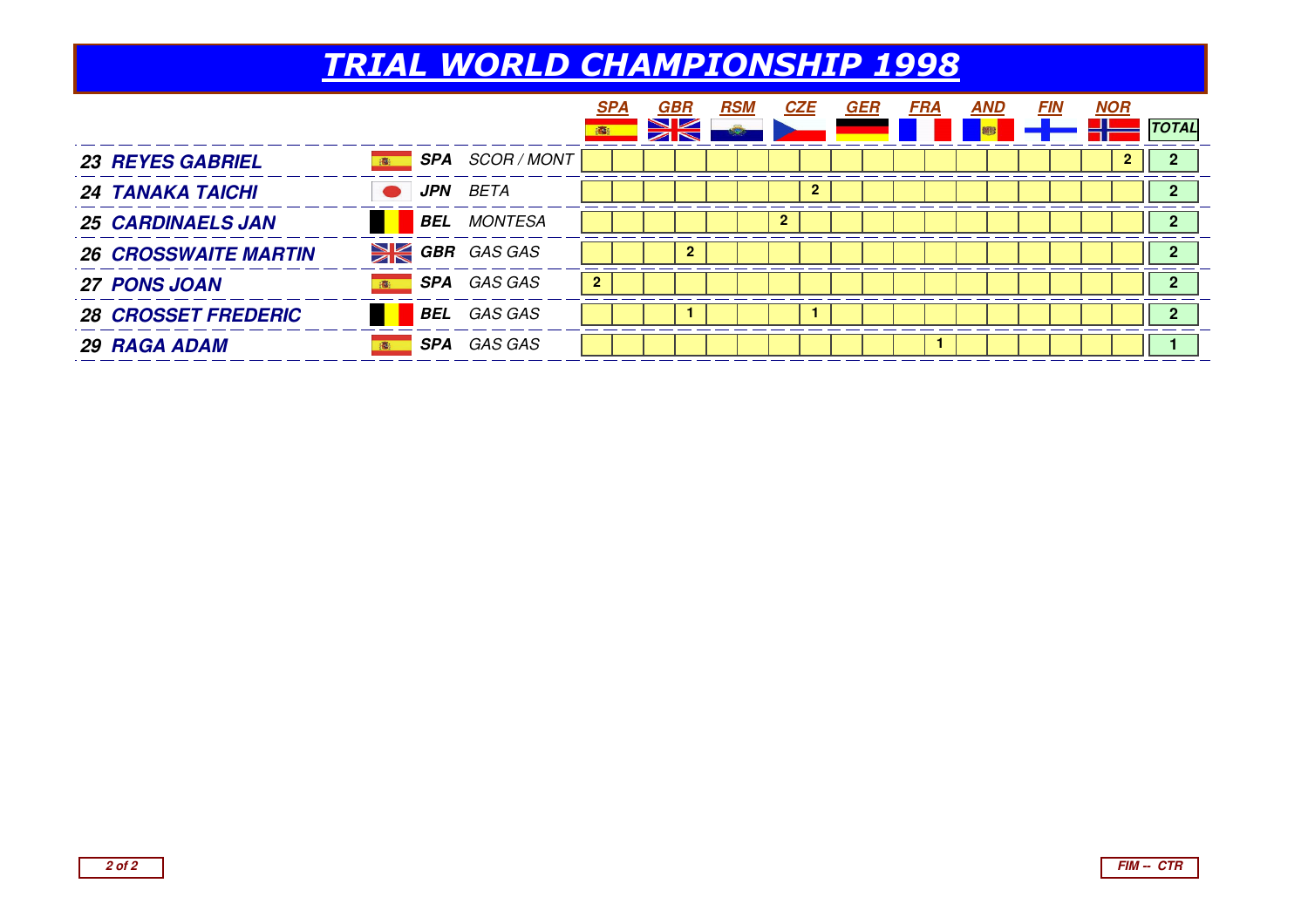# TRIAL WORLD CHAMPIONSHIP 1998

| Rider | Nation | Motorcycle | SPA | | GBR | | RSM | | CZE | | GER | | FRA | | AND | | FIN | | NOR | | TOTAL |
|---|---|---|---|---|---|---|---|---|---|---|---|---|---|---|---|---|---|---|---|---|---|
| 23 REYES GABRIEL | SPA | SCOR / MONT | | | | | | | | | | | | | | | | | | 2 | 2 |
| 24 TANAKA TAICHI | JPN | BETA | | | | | | | | 2 | | | | | | | | | | | 2 |
| 25 CARDINAELS JAN | BEL | MONTESA | | | | | | | 2 | | | | | | | | | | | | 2 |
| 26 CROSSWAITE MARTIN | GBR | GAS GAS | | | | 2 | | | | | | | | | | | | | | | 2 |
| 27 PONS JOAN | SPA | GAS GAS | 2 | | | | | | | | | | | | | | | | | | 2 |
| 28 CROSSET FREDERIC | BEL | GAS GAS | | | | 1 | | | | 1 | | | | | | | | | | | 2 |
| 29 RAGA ADAM | SPA | GAS GAS | | | | | | | | | | | | 1 | | | | | | | 1 |

FIM -- CTR